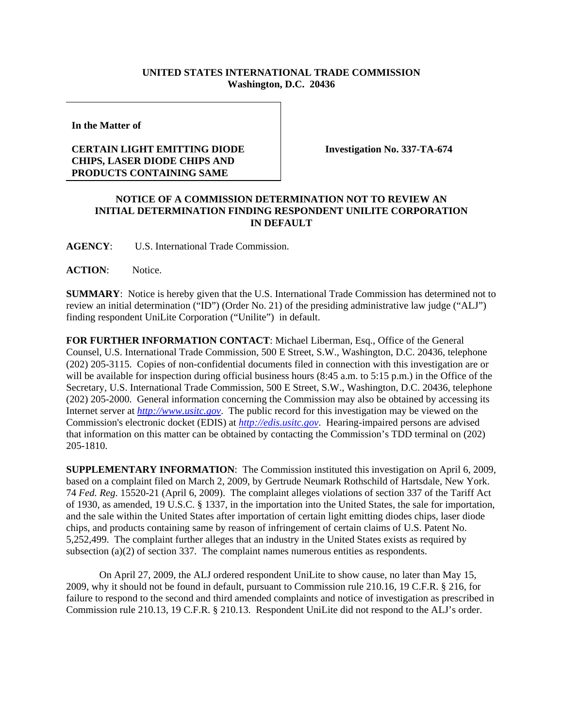**UNITED STATES INTERNATIONAL TRADE COMMISSION**
**Washington, D.C. 20436**

**In the Matter of**

**CERTAIN LIGHT EMITTING DIODE CHIPS, LASER DIODE CHIPS AND PRODUCTS CONTAINING SAME**

**Investigation No. 337-TA-674**

**NOTICE OF A COMMISSION DETERMINATION NOT TO REVIEW AN INITIAL DETERMINATION FINDING RESPONDENT UNILITE CORPORATION IN DEFAULT**

**AGENCY**: U.S. International Trade Commission.

**ACTION**: Notice.

**SUMMARY**: Notice is hereby given that the U.S. International Trade Commission has determined not to review an initial determination ("ID") (Order No. 21) of the presiding administrative law judge ("ALJ") finding respondent UniLite Corporation ("Unilite") in default.

**FOR FURTHER INFORMATION CONTACT**: Michael Liberman, Esq., Office of the General Counsel, U.S. International Trade Commission, 500 E Street, S.W., Washington, D.C. 20436, telephone (202) 205-3115. Copies of non-confidential documents filed in connection with this investigation are or will be available for inspection during official business hours (8:45 a.m. to 5:15 p.m.) in the Office of the Secretary, U.S. International Trade Commission, 500 E Street, S.W., Washington, D.C. 20436, telephone (202) 205-2000. General information concerning the Commission may also be obtained by accessing its Internet server at *http://www.usitc.gov*. The public record for this investigation may be viewed on the Commission's electronic docket (EDIS) at *http://edis.usitc.gov*. Hearing-impaired persons are advised that information on this matter can be obtained by contacting the Commission's TDD terminal on (202) 205-1810.

**SUPPLEMENTARY INFORMATION**: The Commission instituted this investigation on April 6, 2009, based on a complaint filed on March 2, 2009, by Gertrude Neumark Rothschild of Hartsdale, New York. 74 *Fed. Reg.* 15520-21 (April 6, 2009). The complaint alleges violations of section 337 of the Tariff Act of 1930, as amended, 19 U.S.C. § 1337, in the importation into the United States, the sale for importation, and the sale within the United States after importation of certain light emitting diodes chips, laser diode chips, and products containing same by reason of infringement of certain claims of U.S. Patent No. 5,252,499. The complaint further alleges that an industry in the United States exists as required by subsection (a)(2) of section 337. The complaint names numerous entities as respondents.

On April 27, 2009, the ALJ ordered respondent UniLite to show cause, no later than May 15, 2009, why it should not be found in default, pursuant to Commission rule 210.16, 19 C.F.R. § 216, for failure to respond to the second and third amended complaints and notice of investigation as prescribed in Commission rule 210.13, 19 C.F.R. § 210.13. Respondent UniLite did not respond to the ALJ's order.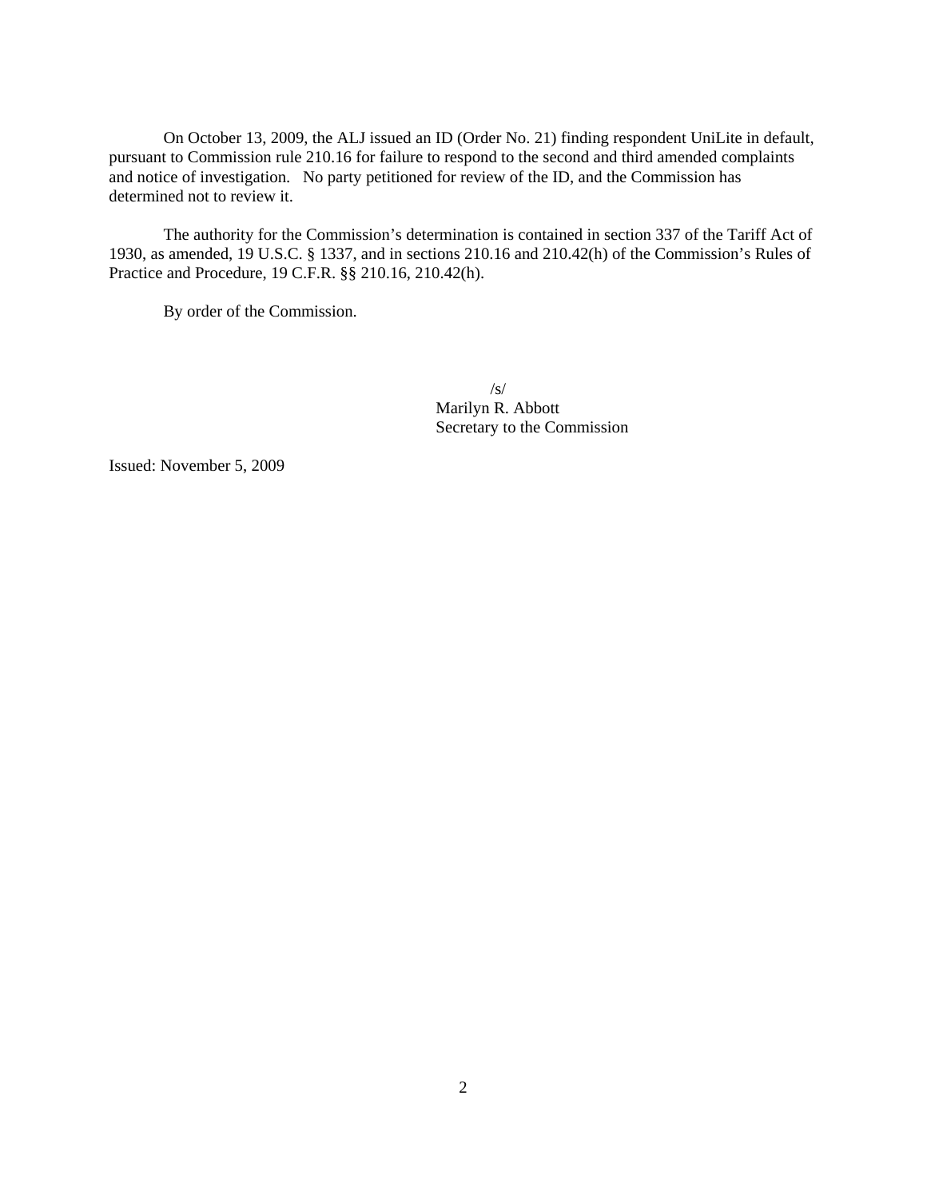On October 13, 2009, the ALJ issued an ID (Order No. 21) finding respondent UniLite in default, pursuant to Commission rule 210.16 for failure to respond to the second and third amended complaints and notice of investigation. No party petitioned for review of the ID, and the Commission has determined not to review it.

The authority for the Commission's determination is contained in section 337 of the Tariff Act of 1930, as amended, 19 U.S.C. § 1337, and in sections 210.16 and 210.42(h) of the Commission's Rules of Practice and Procedure, 19 C.F.R. §§ 210.16, 210.42(h).

By order of the Commission.

/s/
Marilyn R. Abbott
Secretary to the Commission

Issued: November 5, 2009